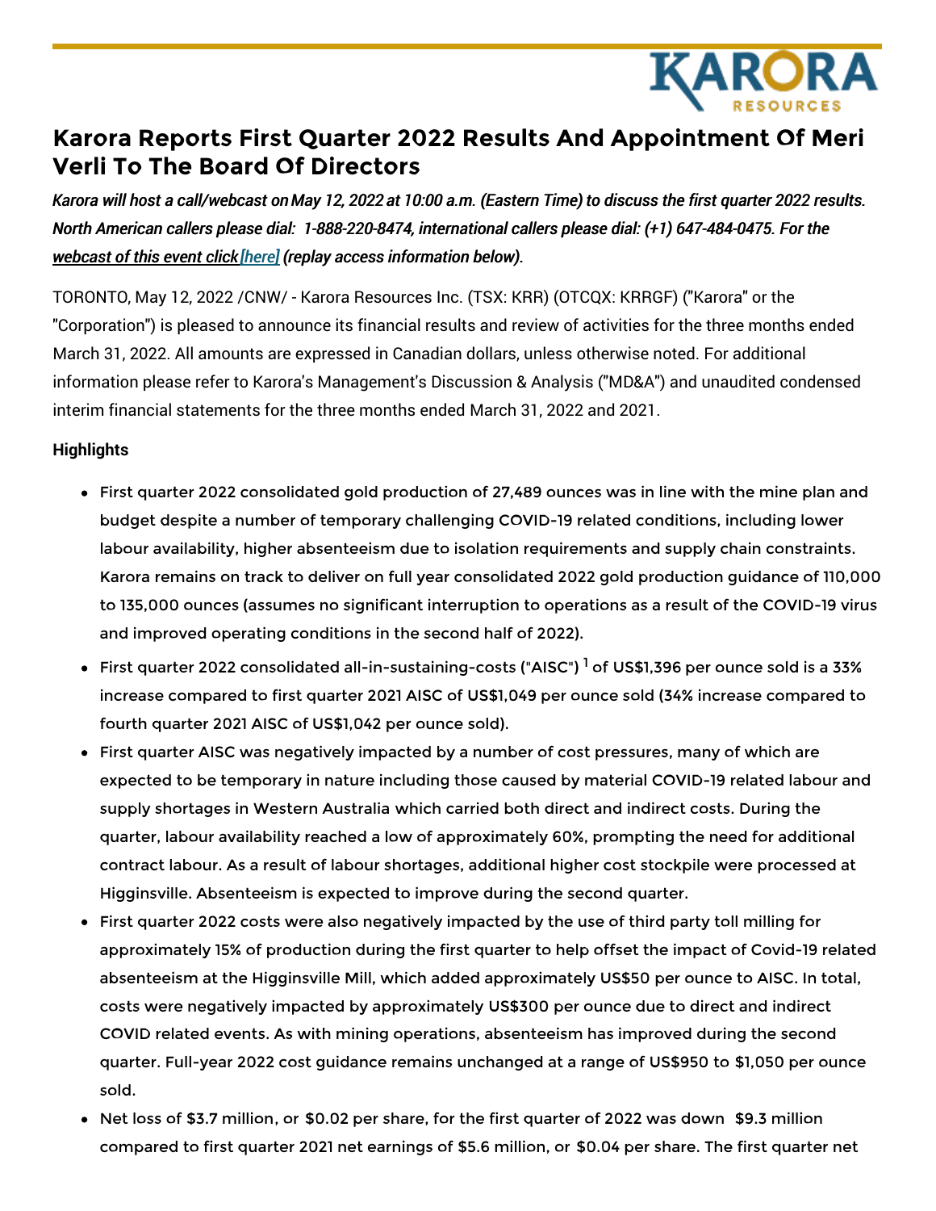# Karora Reports First Quarter 2022 Results And Appointment Of Meri Verli To The Board Of Directors

*Karora will host a call/webcast on May 12, 2022 at 10:00 a.m. (Eastern Time) to discuss the first quarter 2022 results. North American callers please dial: 1-888-220-8474, international callers please dial: (+1) 647-484-0475. For the webcast of this event click [here] (replay access information below).*

TORONTO, May 12, 2022 /CNW/ - Karora Resources Inc. (TSX: KRR) (OTCQX: KRRGF) ("Karora" or the "Corporation") is pleased to announce its financial results and review of activities for the three months ended March 31, 2022. All amounts are expressed in Canadian dollars, unless otherwise noted. For additional information please refer to Karora's Management's Discussion & Analysis ("MD&A") and unaudited condensed interim financial statements for the three months ended March 31, 2022 and 2021.

**Highlights**

- First quarter 2022 consolidated gold production of 27,489 ounces was in line with the mine plan and budget despite a number of temporary challenging COVID-19 related conditions, including lower labour availability, higher absenteeism due to isolation requirements and supply chain constraints. Karora remains on track to deliver on full year consolidated 2022 gold production guidance of 110,000 to 135,000 ounces (assumes no significant interruption to operations as a result of the COVID-19 virus and improved operating conditions in the second half of 2022).
- First quarter 2022 consolidated all-in-sustaining-costs ("AISC") [1] of US$1,396 per ounce sold is a 33% increase compared to first quarter 2021 AISC of US$1,049 per ounce sold (34% increase compared to fourth quarter 2021 AISC of US$1,042 per ounce sold).
- First quarter AISC was negatively impacted by a number of cost pressures, many of which are expected to be temporary in nature including those caused by material COVID-19 related labour and supply shortages in Western Australia which carried both direct and indirect costs. During the quarter, labour availability reached a low of approximately 60%, prompting the need for additional contract labour. As a result of labour shortages, additional higher cost stockpile were processed at Higginsville. Absenteeism is expected to improve during the second quarter.
- First quarter 2022 costs were also negatively impacted by the use of third party toll milling for approximately 15% of production during the first quarter to help offset the impact of Covid-19 related absenteeism at the Higginsville Mill, which added approximately US$50 per ounce to AISC. In total, costs were negatively impacted by approximately US$300 per ounce due to direct and indirect COVID related events. As with mining operations, absenteeism has improved during the second quarter. Full-year 2022 cost guidance remains unchanged at a range of US$950 to $1,050 per ounce sold.
- Net loss of $3.7 million, or $0.02 per share, for the first quarter of 2022 was down $9.3 million compared to first quarter 2021 net earnings of $5.6 million, or $0.04 per share. The first quarter net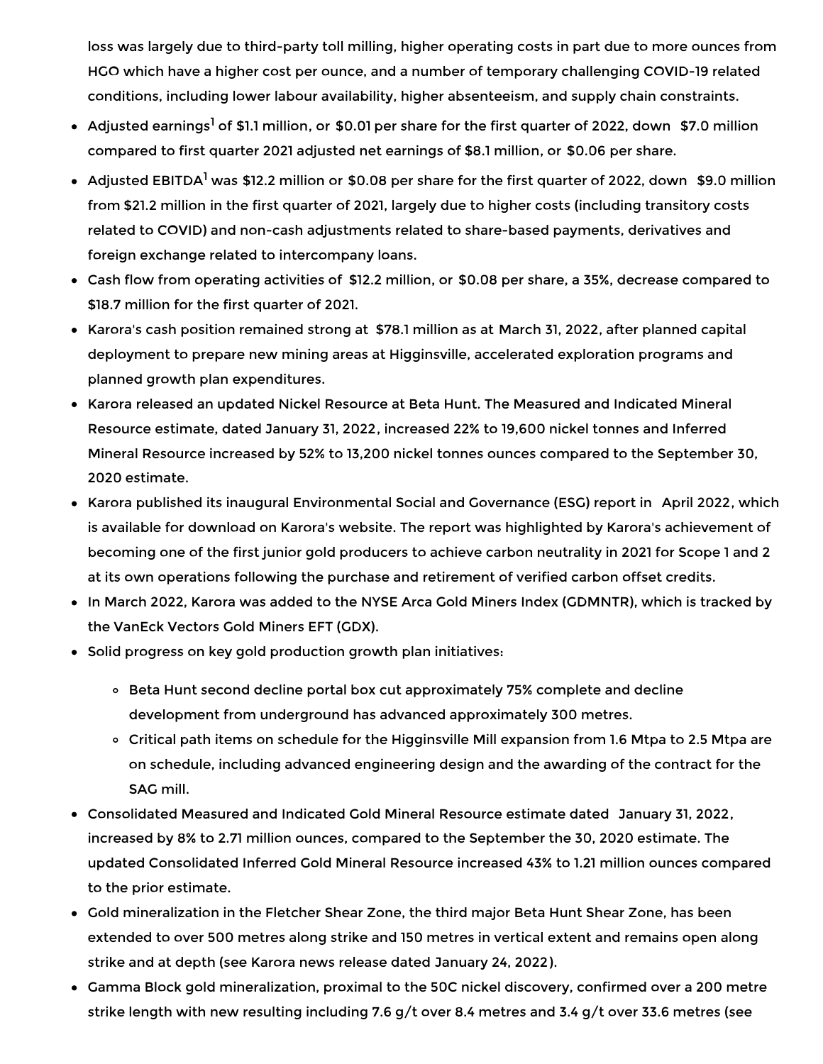loss was largely due to third-party toll milling, higher operating costs in part due to more ounces from HGO which have a higher cost per ounce, and a number of temporary challenging COVID-19 related conditions, including lower labour availability, higher absenteeism, and supply chain constraints.

- Adjusted earnings[1] of $1.1 million, or $0.01 per share for the first quarter of 2022, down $7.0 million compared to first quarter 2021 adjusted net earnings of $8.1 million, or $0.06 per share.
- Adjusted EBITDA[1] was $12.2 million or $0.08 per share for the first quarter of 2022, down $9.0 million from $21.2 million in the first quarter of 2021, largely due to higher costs (including transitory costs related to COVID) and non-cash adjustments related to share-based payments, derivatives and foreign exchange related to intercompany loans.
- Cash flow from operating activities of $12.2 million, or $0.08 per share, a 35%, decrease compared to $18.7 million for the first quarter of 2021.
- Karora's cash position remained strong at $78.1 million as at March 31, 2022, after planned capital deployment to prepare new mining areas at Higginsville, accelerated exploration programs and planned growth plan expenditures.
- Karora released an updated Nickel Resource at Beta Hunt. The Measured and Indicated Mineral Resource estimate, dated January 31, 2022, increased 22% to 19,600 nickel tonnes and Inferred Mineral Resource increased by 52% to 13,200 nickel tonnes ounces compared to the September 30, 2020 estimate.
- Karora published its inaugural Environmental Social and Governance (ESG) report in April 2022, which is available for download on Karora's website. The report was highlighted by Karora's achievement of becoming one of the first junior gold producers to achieve carbon neutrality in 2021 for Scope 1 and 2 at its own operations following the purchase and retirement of verified carbon offset credits.
- In March 2022, Karora was added to the NYSE Arca Gold Miners Index (GDMNTR), which is tracked by the VanEck Vectors Gold Miners EFT (GDX).
- Solid progress on key gold production growth plan initiatives:
  - Beta Hunt second decline portal box cut approximately 75% complete and decline development from underground has advanced approximately 300 metres.
  - Critical path items on schedule for the Higginsville Mill expansion from 1.6 Mtpa to 2.5 Mtpa are on schedule, including advanced engineering design and the awarding of the contract for the SAG mill.
- Consolidated Measured and Indicated Gold Mineral Resource estimate dated January 31, 2022, increased by 8% to 2.71 million ounces, compared to the September the 30, 2020 estimate. The updated Consolidated Inferred Gold Mineral Resource increased 43% to 1.21 million ounces compared to the prior estimate.
- Gold mineralization in the Fletcher Shear Zone, the third major Beta Hunt Shear Zone, has been extended to over 500 metres along strike and 150 metres in vertical extent and remains open along strike and at depth (see Karora news release dated January 24, 2022).
- Gamma Block gold mineralization, proximal to the 50C nickel discovery, confirmed over a 200 metre strike length with new resulting including 7.6 g/t over 8.4 metres and 3.4 g/t over 33.6 metres (see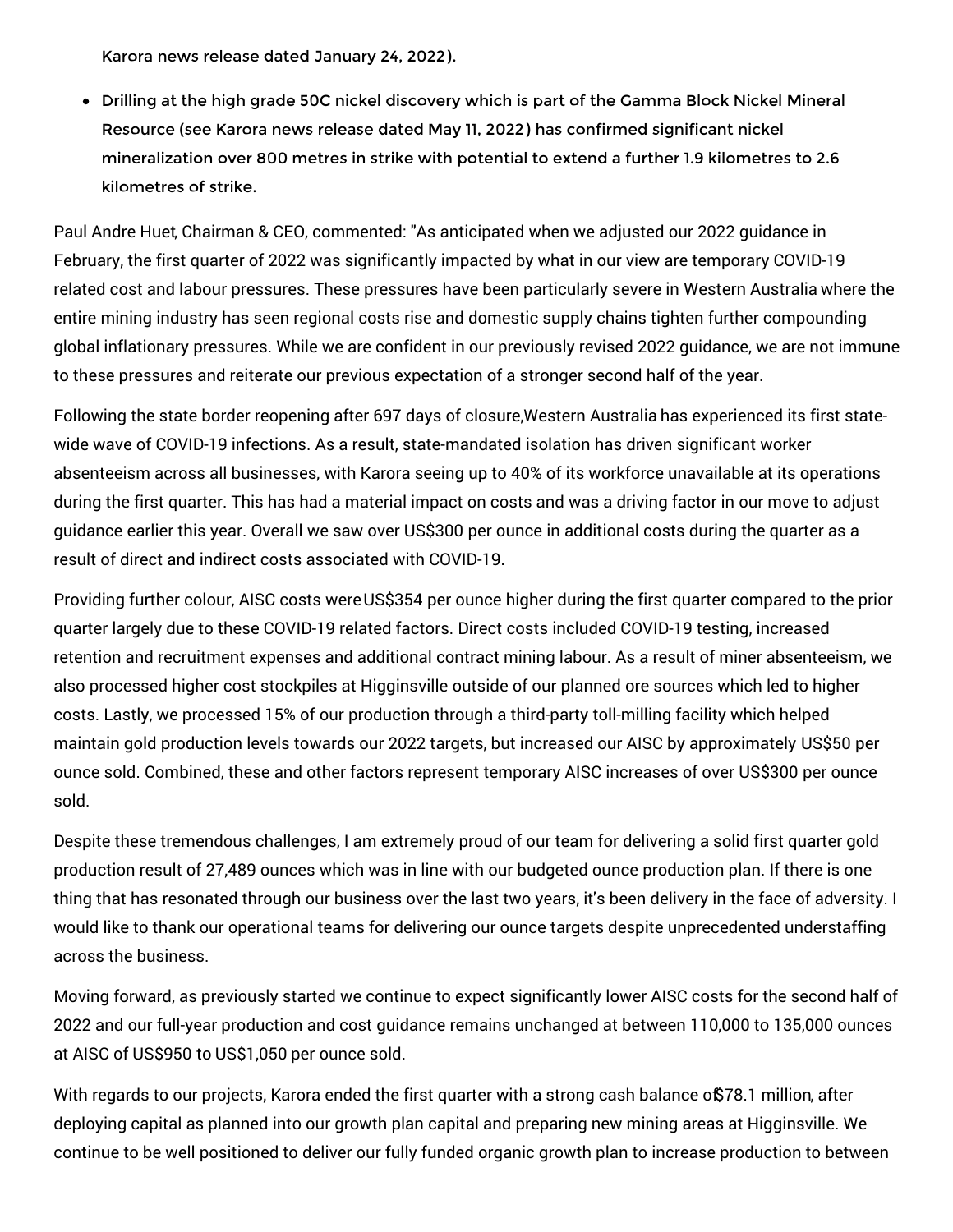Karora news release dated January 24, 2022).

- Drilling at the high grade 50C nickel discovery which is part of the Gamma Block Nickel Mineral Resource (see Karora news release dated May 11, 2022) has confirmed significant nickel mineralization over 800 metres in strike with potential to extend a further 1.9 kilometres to 2.6 kilometres of strike.

Paul Andre Huet, Chairman & CEO, commented: "As anticipated when we adjusted our 2022 guidance in February, the first quarter of 2022 was significantly impacted by what in our view are temporary COVID-19 related cost and labour pressures. These pressures have been particularly severe in Western Australia where the entire mining industry has seen regional costs rise and domestic supply chains tighten further compounding global inflationary pressures. While we are confident in our previously revised 2022 guidance, we are not immune to these pressures and reiterate our previous expectation of a stronger second half of the year.

Following the state border reopening after 697 days of closure, Western Australia has experienced its first state-wide wave of COVID-19 infections. As a result, state-mandated isolation has driven significant worker absenteeism across all businesses, with Karora seeing up to 40% of its workforce unavailable at its operations during the first quarter. This has had a material impact on costs and was a driving factor in our move to adjust guidance earlier this year. Overall we saw over US$300 per ounce in additional costs during the quarter as a result of direct and indirect costs associated with COVID-19.

Providing further colour, AISC costs were US$354 per ounce higher during the first quarter compared to the prior quarter largely due to these COVID-19 related factors. Direct costs included COVID-19 testing, increased retention and recruitment expenses and additional contract mining labour. As a result of miner absenteeism, we also processed higher cost stockpiles at Higginsville outside of our planned ore sources which led to higher costs. Lastly, we processed 15% of our production through a third-party toll-milling facility which helped maintain gold production levels towards our 2022 targets, but increased our AISC by approximately US$50 per ounce sold. Combined, these and other factors represent temporary AISC increases of over US$300 per ounce sold.

Despite these tremendous challenges, I am extremely proud of our team for delivering a solid first quarter gold production result of 27,489 ounces which was in line with our budgeted ounce production plan. If there is one thing that has resonated through our business over the last two years, it's been delivery in the face of adversity. I would like to thank our operational teams for delivering our ounce targets despite unprecedented understaffing across the business.

Moving forward, as previously started we continue to expect significantly lower AISC costs for the second half of 2022 and our full-year production and cost guidance remains unchanged at between 110,000 to 135,000 ounces at AISC of US$950 to US$1,050 per ounce sold.

With regards to our projects, Karora ended the first quarter with a strong cash balance of $78.1 million, after deploying capital as planned into our growth plan capital and preparing new mining areas at Higginsville. We continue to be well positioned to deliver our fully funded organic growth plan to increase production to between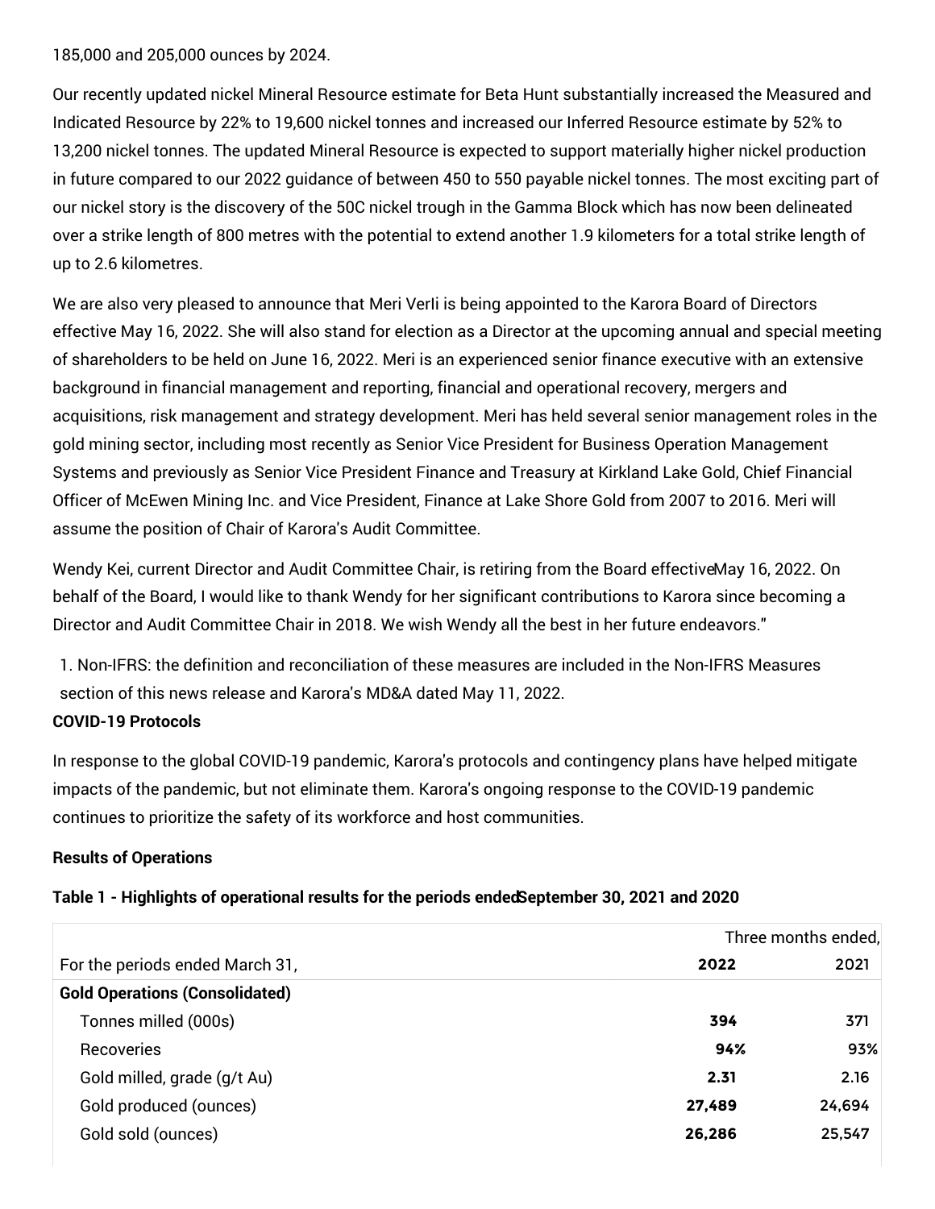185,000 and 205,000 ounces by 2024.

Our recently updated nickel Mineral Resource estimate for Beta Hunt substantially increased the Measured and Indicated Resource by 22% to 19,600 nickel tonnes and increased our Inferred Resource estimate by 52% to 13,200 nickel tonnes. The updated Mineral Resource is expected to support materially higher nickel production in future compared to our 2022 guidance of between 450 to 550 payable nickel tonnes. The most exciting part of our nickel story is the discovery of the 50C nickel trough in the Gamma Block which has now been delineated over a strike length of 800 metres with the potential to extend another 1.9 kilometers for a total strike length of up to 2.6 kilometres.

We are also very pleased to announce that Meri Verli is being appointed to the Karora Board of Directors effective May 16, 2022. She will also stand for election as a Director at the upcoming annual and special meeting of shareholders to be held on June 16, 2022. Meri is an experienced senior finance executive with an extensive background in financial management and reporting, financial and operational recovery, mergers and acquisitions, risk management and strategy development. Meri has held several senior management roles in the gold mining sector, including most recently as Senior Vice President for Business Operation Management Systems and previously as Senior Vice President Finance and Treasury at Kirkland Lake Gold, Chief Financial Officer of McEwen Mining Inc. and Vice President, Finance at Lake Shore Gold from 2007 to 2016. Meri will assume the position of Chair of Karora's Audit Committee.

Wendy Kei, current Director and Audit Committee Chair, is retiring from the Board effectiveMay 16, 2022. On behalf of the Board, I would like to thank Wendy for her significant contributions to Karora since becoming a Director and Audit Committee Chair in 2018. We wish Wendy all the best in her future endeavors."

1. Non-IFRS: the definition and reconciliation of these measures are included in the Non-IFRS Measures section of this news release and Karora's MD&A dated May 11, 2022.

**COVID-19 Protocols**

In response to the global COVID-19 pandemic, Karora's protocols and contingency plans have helped mitigate impacts of the pandemic, but not eliminate them. Karora's ongoing response to the COVID-19 pandemic continues to prioritize the safety of its workforce and host communities.

**Results of Operations**

**Table 1 - Highlights of operational results for the periods endedSeptember 30, 2021 and 2020**

| | Three months ended, | |
|---|---|---|
| For the periods ended March 31, | **2022** | 2021 |
| **Gold Operations (Consolidated)** | | |
| Tonnes milled (000s) | **394** | 371 |
| Recoveries | **94%** | 93% |
| Gold milled, grade (g/t Au) | **2.31** | 2.16 |
| Gold produced (ounces) | **27,489** | 24,694 |
| Gold sold (ounces) | **26,286** | 25,547 |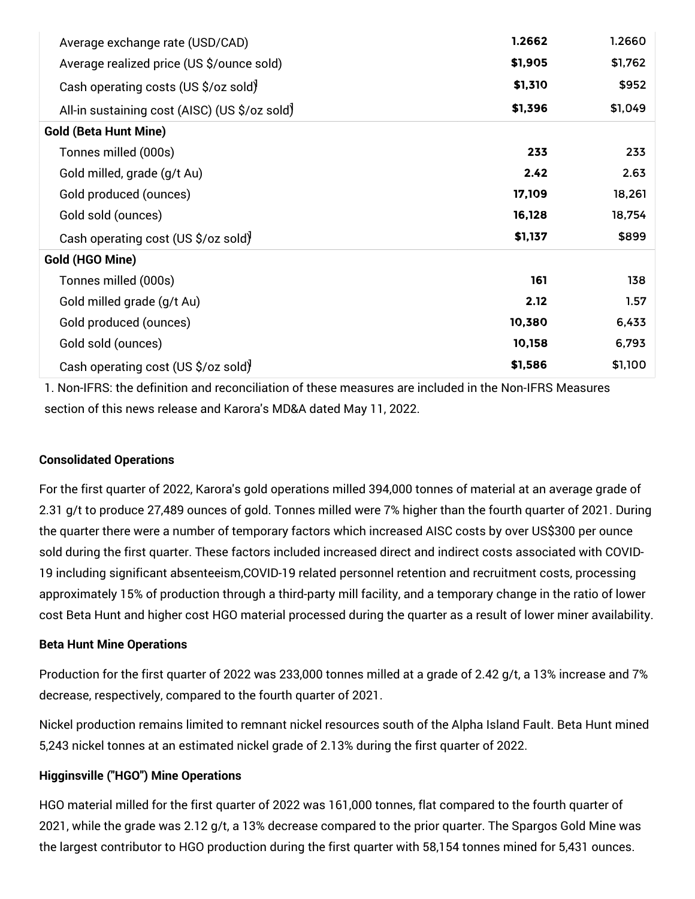| | | |
|---|---|---|
| Average exchange rate (USD/CAD) | **1.2662** | 1.2660 |
| Average realized price (US $/ounce sold) | **$1,905** | $1,762 |
| Cash operating costs (US $/oz sold)[1] | **$1,310** | $952 |
| All-in sustaining cost (AISC) (US $/oz sold)[1] | **$1,396** | $1,049 |
| **Gold (Beta Hunt Mine)** | | |
| Tonnes milled (000s) | **233** | 233 |
| Gold milled, grade (g/t Au) | **2.42** | 2.63 |
| Gold produced (ounces) | **17,109** | 18,261 |
| Gold sold (ounces) | **16,128** | 18,754 |
| Cash operating cost (US $/oz sold)[1] | **$1,137** | $899 |
| **Gold (HGO Mine)** | | |
| Tonnes milled (000s) | **161** | 138 |
| Gold milled grade (g/t Au) | **2.12** | 1.57 |
| Gold produced (ounces) | **10,380** | 6,433 |
| Gold sold (ounces) | **10,158** | 6,793 |
| Cash operating cost (US $/oz sold)[1] | **$1,586** | $1,100 |

1. Non-IFRS: the definition and reconciliation of these measures are included in the Non-IFRS Measures section of this news release and Karora's MD&A dated May 11, 2022.

**Consolidated Operations**

For the first quarter of 2022, Karora's gold operations milled 394,000 tonnes of material at an average grade of 2.31 g/t to produce 27,489 ounces of gold. Tonnes milled were 7% higher than the fourth quarter of 2021. During the quarter there were a number of temporary factors which increased AISC costs by over US$300 per ounce sold during the first quarter. These factors included increased direct and indirect costs associated with COVID-19 including significant absenteeism,COVID-19 related personnel retention and recruitment costs, processing approximately 15% of production through a third-party mill facility, and a temporary change in the ratio of lower cost Beta Hunt and higher cost HGO material processed during the quarter as a result of lower miner availability.

**Beta Hunt Mine Operations**

Production for the first quarter of 2022 was 233,000 tonnes milled at a grade of 2.42 g/t, a 13% increase and 7% decrease, respectively, compared to the fourth quarter of 2021.

Nickel production remains limited to remnant nickel resources south of the Alpha Island Fault. Beta Hunt mined 5,243 nickel tonnes at an estimated nickel grade of 2.13% during the first quarter of 2022.

**Higginsville ("HGO") Mine Operations**

HGO material milled for the first quarter of 2022 was 161,000 tonnes, flat compared to the fourth quarter of 2021, while the grade was 2.12 g/t, a 13% decrease compared to the prior quarter. The Spargos Gold Mine was the largest contributor to HGO production during the first quarter with 58,154 tonnes mined for 5,431 ounces.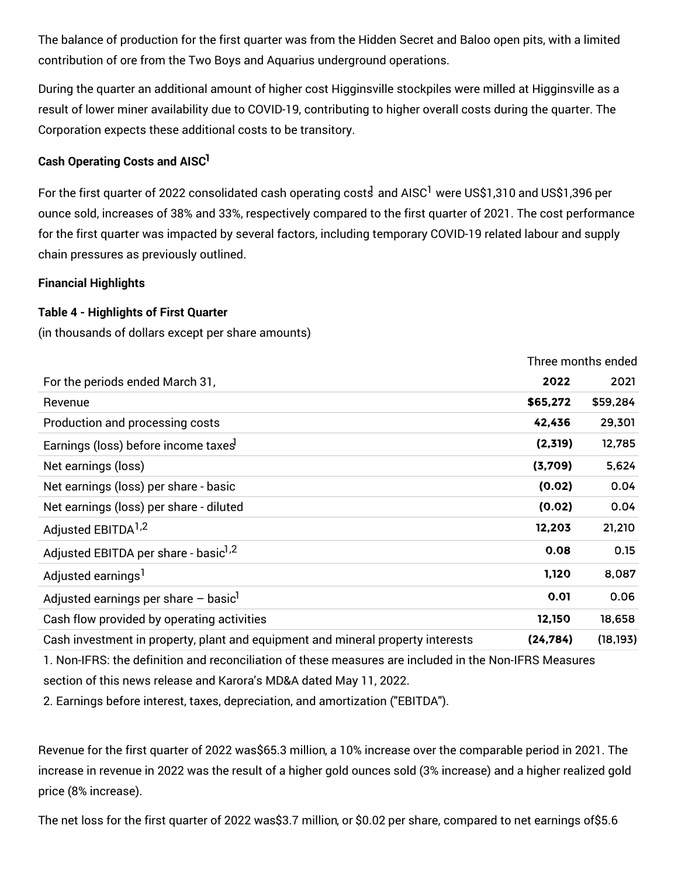The balance of production for the first quarter was from the Hidden Secret and Baloo open pits, with a limited contribution of ore from the Two Boys and Aquarius underground operations.

During the quarter an additional amount of higher cost Higginsville stockpiles were milled at Higginsville as a result of lower miner availability due to COVID-19, contributing to higher overall costs during the quarter. The Corporation expects these additional costs to be transitory.

**Cash Operating Costs and AISC[1]**

For the first quarter of 2022 consolidated cash operating costs[1] and AISC[1] were US$1,310 and US$1,396 per ounce sold, increases of 38% and 33%, respectively compared to the first quarter of 2021. The cost performance for the first quarter was impacted by several factors, including temporary COVID-19 related labour and supply chain pressures as previously outlined.

**Financial Highlights**

**Table 4 - Highlights of First Quarter**

(in thousands of dollars except per share amounts)

| | Three months ended | |
|---|---|---|
| For the periods ended March 31, | **2022** | 2021 |
| Revenue | **$65,272** | $59,284 |
| Production and processing costs | **42,436** | 29,301 |
| Earnings (loss) before income taxes[1] | **(2,319)** | 12,785 |
| Net earnings (loss) | **(3,709)** | 5,624 |
| Net earnings (loss) per share - basic | **(0.02)** | 0.04 |
| Net earnings (loss) per share - diluted | **(0.02)** | 0.04 |
| Adjusted EBITDA[1,2] | **12,203** | 21,210 |
| Adjusted EBITDA per share - basic[1,2] | **0.08** | 0.15 |
| Adjusted earnings[1] | **1,120** | 8,087 |
| Adjusted earnings per share – basic[1] | **0.01** | 0.06 |
| Cash flow provided by operating activities | **12,150** | 18,658 |
| Cash investment in property, plant and equipment and mineral property interests | **(24,784)** | (18,193) |

1. Non-IFRS: the definition and reconciliation of these measures are included in the Non-IFRS Measures section of this news release and Karora's MD&A dated May 11, 2022.
2. Earnings before interest, taxes, depreciation, and amortization ("EBITDA").

Revenue for the first quarter of 2022 was$65.3 million, a 10% increase over the comparable period in 2021. The increase in revenue in 2022 was the result of a higher gold ounces sold (3% increase) and a higher realized gold price (8% increase).

The net loss for the first quarter of 2022 was$3.7 million, or $0.02 per share, compared to net earnings of$5.6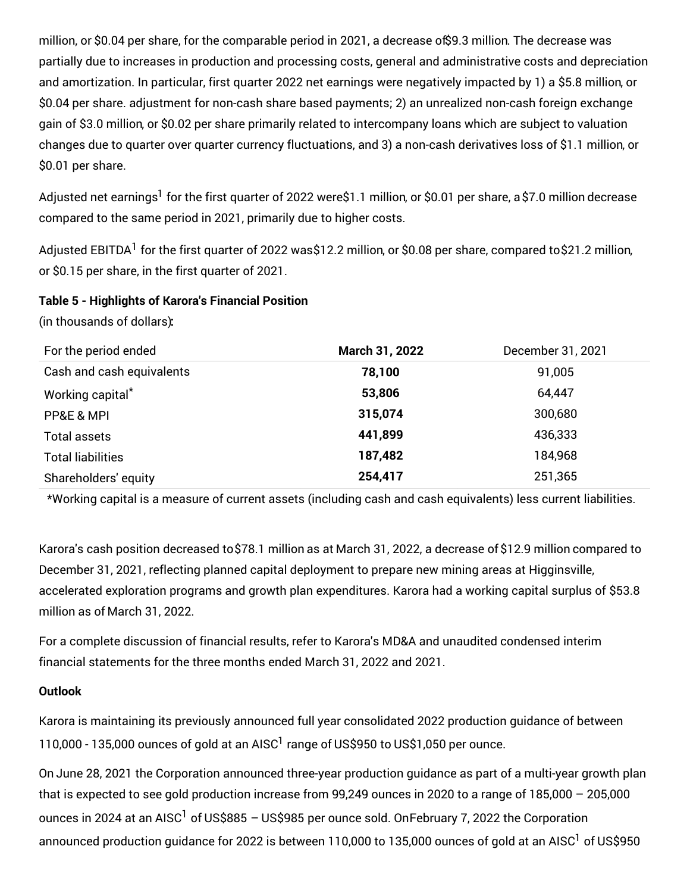million, or $0.04 per share, for the comparable period in 2021, a decrease of$9.3 million. The decrease was partially due to increases in production and processing costs, general and administrative costs and depreciation and amortization. In particular, first quarter 2022 net earnings were negatively impacted by 1) a $5.8 million, or $0.04 per share. adjustment for non-cash share based payments; 2) an unrealized non-cash foreign exchange gain of $3.0 million, or $0.02 per share primarily related to intercompany loans which are subject to valuation changes due to quarter over quarter currency fluctuations, and 3) a non-cash derivatives loss of $1.1 million, or $0.01 per share.

Adjusted net earnings[1] for the first quarter of 2022 were$1.1 million, or $0.01 per share, a $7.0 million decrease compared to the same period in 2021, primarily due to higher costs.

Adjusted EBITDA[1] for the first quarter of 2022 was$12.2 million, or $0.08 per share, compared to$21.2 million, or $0.15 per share, in the first quarter of 2021.

**Table 5 - Highlights of Karora's Financial Position**

(in thousands of dollars):

| For the period ended | **March 31, 2022** | December 31, 2021 |
|---|---|---|
| Cash and cash equivalents | **78,100** | 91,005 |
| Working capital* | **53,806** | 64,447 |
| PP&E & MPI | **315,074** | 300,680 |
| Total assets | **441,899** | 436,333 |
| Total liabilities | **187,482** | 184,968 |
| Shareholders' equity | **254,417** | 251,365 |

*Working capital is a measure of current assets (including cash and cash equivalents) less current liabilities.

Karora's cash position decreased to$78.1 million as at March 31, 2022, a decrease of $12.9 million compared to December 31, 2021, reflecting planned capital deployment to prepare new mining areas at Higginsville, accelerated exploration programs and growth plan expenditures. Karora had a working capital surplus of $53.8 million as of March 31, 2022.

For a complete discussion of financial results, refer to Karora's MD&A and unaudited condensed interim financial statements for the three months ended March 31, 2022 and 2021.

**Outlook**

Karora is maintaining its previously announced full year consolidated 2022 production guidance of between 110,000 - 135,000 ounces of gold at an AISC[1] range of US$950 to US$1,050 per ounce.

On June 28, 2021 the Corporation announced three-year production guidance as part of a multi-year growth plan that is expected to see gold production increase from 99,249 ounces in 2020 to a range of 185,000 – 205,000 ounces in 2024 at an AISC[1] of US$885 – US$985 per ounce sold. OnFebruary 7, 2022 the Corporation announced production guidance for 2022 is between 110,000 to 135,000 ounces of gold at an AISC[1] of US$950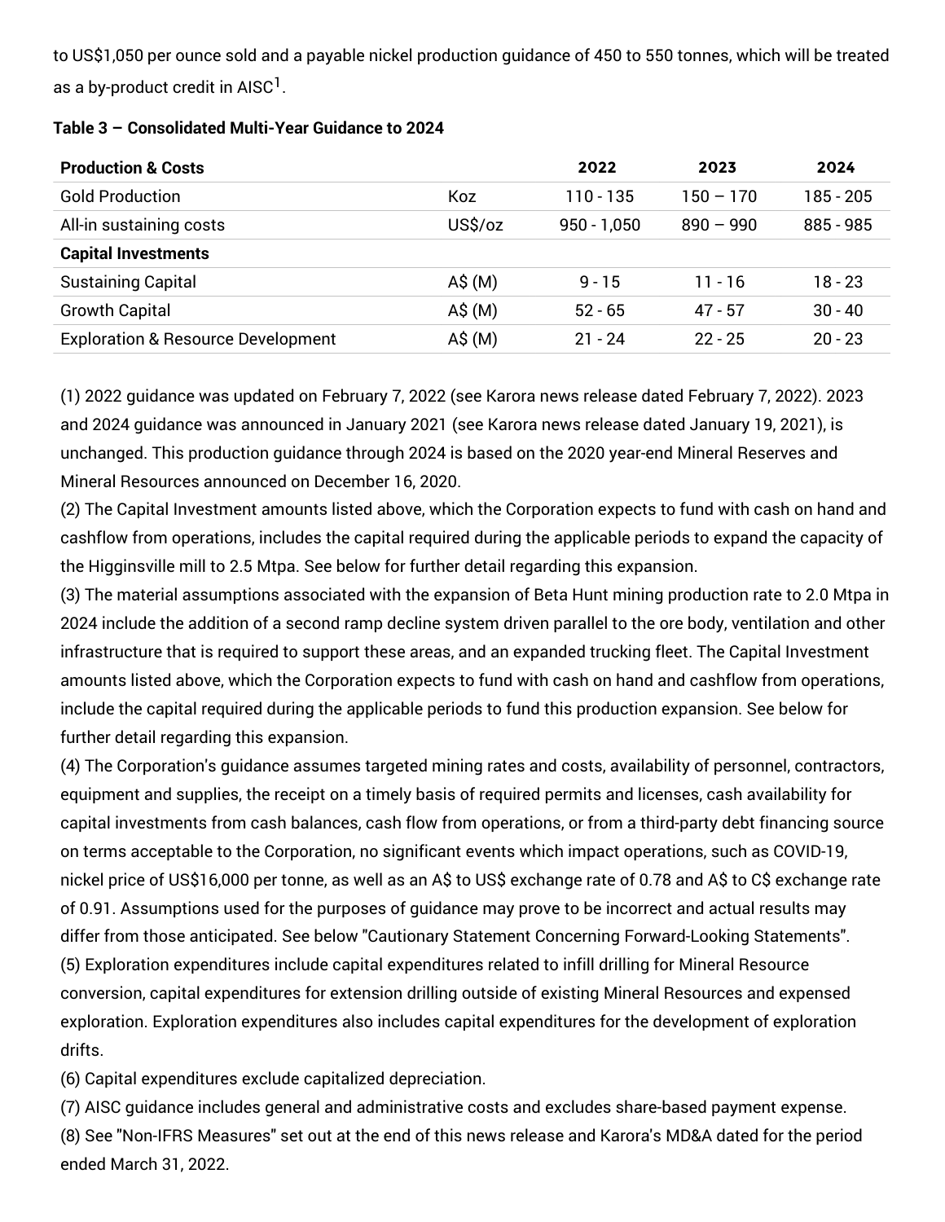to US$1,050 per ounce sold and a payable nickel production guidance of 450 to 550 tonnes, which will be treated as a by-product credit in AISC[1].

**Table 3 – Consolidated Multi-Year Guidance to 2024**

| Production & Costs | | 2022 | 2023 | 2024 |
|---|---|---|---|---|
| Gold Production | Koz | 110 - 135 | 150 – 170 | 185 - 205 |
| All-in sustaining costs | US$/oz | 950 - 1,050 | 890 – 990 | 885 - 985 |
| **Capital Investments** | | | | |
| Sustaining Capital | A$ (M) | 9 - 15 | 11 - 16 | 18 - 23 |
| Growth Capital | A$ (M) | 52 - 65 | 47 - 57 | 30 - 40 |
| Exploration & Resource Development | A$ (M) | 21 - 24 | 22 - 25 | 20 - 23 |

(1) 2022 guidance was updated on February 7, 2022 (see Karora news release dated February 7, 2022). 2023 and 2024 guidance was announced in January 2021 (see Karora news release dated January 19, 2021), is unchanged. This production guidance through 2024 is based on the 2020 year-end Mineral Reserves and Mineral Resources announced on December 16, 2020.
(2) The Capital Investment amounts listed above, which the Corporation expects to fund with cash on hand and cashflow from operations, includes the capital required during the applicable periods to expand the capacity of the Higginsville mill to 2.5 Mtpa. See below for further detail regarding this expansion.
(3) The material assumptions associated with the expansion of Beta Hunt mining production rate to 2.0 Mtpa in 2024 include the addition of a second ramp decline system driven parallel to the ore body, ventilation and other infrastructure that is required to support these areas, and an expanded trucking fleet. The Capital Investment amounts listed above, which the Corporation expects to fund with cash on hand and cashflow from operations, include the capital required during the applicable periods to fund this production expansion. See below for further detail regarding this expansion.
(4) The Corporation's guidance assumes targeted mining rates and costs, availability of personnel, contractors, equipment and supplies, the receipt on a timely basis of required permits and licenses, cash availability for capital investments from cash balances, cash flow from operations, or from a third-party debt financing source on terms acceptable to the Corporation, no significant events which impact operations, such as COVID-19, nickel price of US$16,000 per tonne, as well as an A$ to US$ exchange rate of 0.78 and A$ to C$ exchange rate of 0.91. Assumptions used for the purposes of guidance may prove to be incorrect and actual results may differ from those anticipated. See below "Cautionary Statement Concerning Forward-Looking Statements".
(5) Exploration expenditures include capital expenditures related to infill drilling for Mineral Resource conversion, capital expenditures for extension drilling outside of existing Mineral Resources and expensed exploration. Exploration expenditures also includes capital expenditures for the development of exploration drifts.
(6) Capital expenditures exclude capitalized depreciation.
(7) AISC guidance includes general and administrative costs and excludes share-based payment expense.
(8) See "Non-IFRS Measures" set out at the end of this news release and Karora's MD&A dated for the period ended March 31, 2022.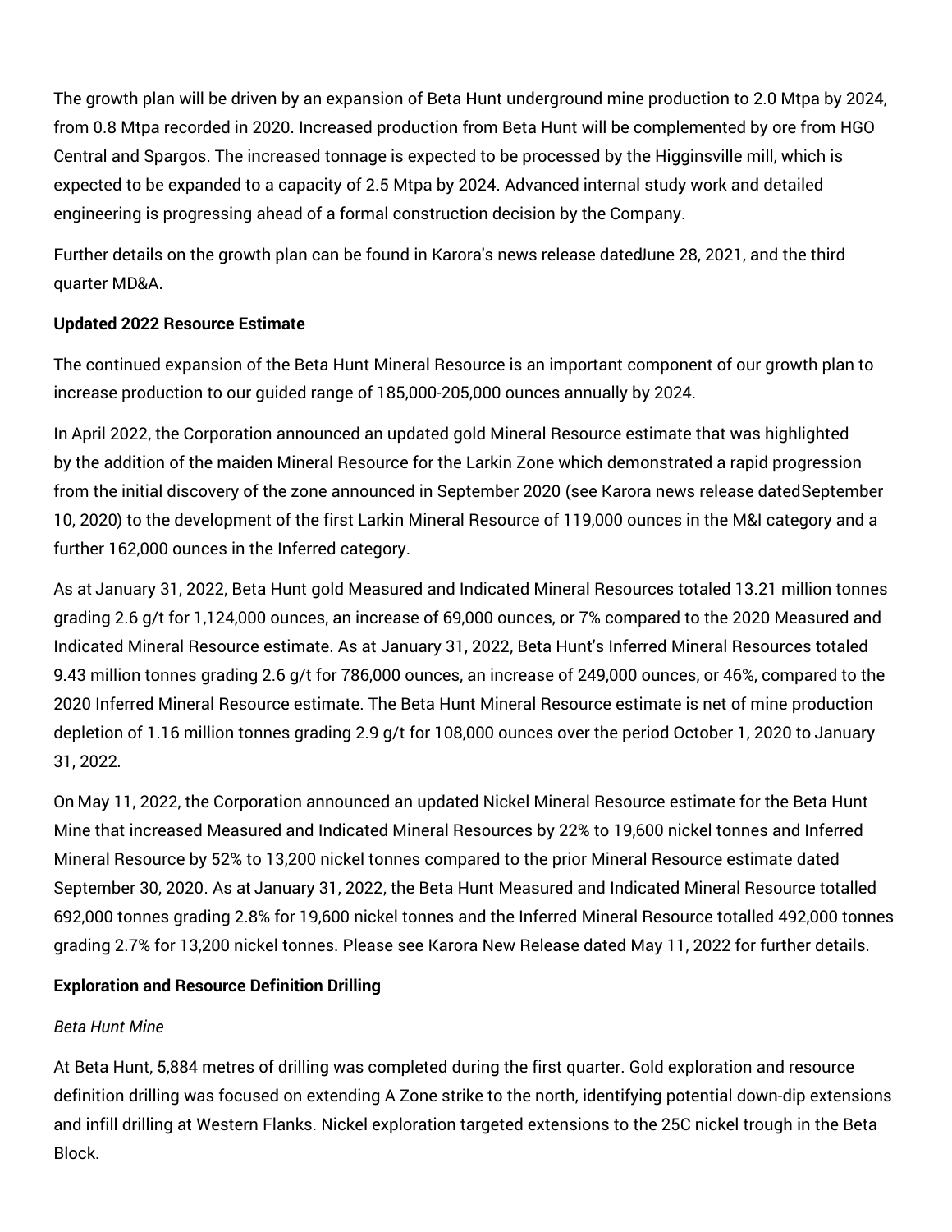The growth plan will be driven by an expansion of Beta Hunt underground mine production to 2.0 Mtpa by 2024, from 0.8 Mtpa recorded in 2020. Increased production from Beta Hunt will be complemented by ore from HGO Central and Spargos. The increased tonnage is expected to be processed by the Higginsville mill, which is expected to be expanded to a capacity of 2.5 Mtpa by 2024. Advanced internal study work and detailed engineering is progressing ahead of a formal construction decision by the Company.

Further details on the growth plan can be found in Karora's news release dated June 28, 2021, and the third quarter MD&A.

**Updated 2022 Resource Estimate**

The continued expansion of the Beta Hunt Mineral Resource is an important component of our growth plan to increase production to our guided range of 185,000-205,000 ounces annually by 2024.

In April 2022, the Corporation announced an updated gold Mineral Resource estimate that was highlighted by the addition of the maiden Mineral Resource for the Larkin Zone which demonstrated a rapid progression from the initial discovery of the zone announced in September 2020 (see Karora news release dated September 10, 2020) to the development of the first Larkin Mineral Resource of 119,000 ounces in the M&I category and a further 162,000 ounces in the Inferred category.

As at January 31, 2022, Beta Hunt gold Measured and Indicated Mineral Resources totaled 13.21 million tonnes grading 2.6 g/t for 1,124,000 ounces, an increase of 69,000 ounces, or 7% compared to the 2020 Measured and Indicated Mineral Resource estimate. As at January 31, 2022, Beta Hunt's Inferred Mineral Resources totaled 9.43 million tonnes grading 2.6 g/t for 786,000 ounces, an increase of 249,000 ounces, or 46%, compared to the 2020 Inferred Mineral Resource estimate. The Beta Hunt Mineral Resource estimate is net of mine production depletion of 1.16 million tonnes grading 2.9 g/t for 108,000 ounces over the period October 1, 2020 to January 31, 2022.

On May 11, 2022, the Corporation announced an updated Nickel Mineral Resource estimate for the Beta Hunt Mine that increased Measured and Indicated Mineral Resources by 22% to 19,600 nickel tonnes and Inferred Mineral Resource by 52% to 13,200 nickel tonnes compared to the prior Mineral Resource estimate dated September 30, 2020. As at January 31, 2022, the Beta Hunt Measured and Indicated Mineral Resource totalled 692,000 tonnes grading 2.8% for 19,600 nickel tonnes and the Inferred Mineral Resource totalled 492,000 tonnes grading 2.7% for 13,200 nickel tonnes. Please see Karora New Release dated May 11, 2022 for further details.

**Exploration and Resource Definition Drilling**

*Beta Hunt Mine*

At Beta Hunt, 5,884 metres of drilling was completed during the first quarter. Gold exploration and resource definition drilling was focused on extending A Zone strike to the north, identifying potential down-dip extensions and infill drilling at Western Flanks. Nickel exploration targeted extensions to the 25C nickel trough in the Beta Block.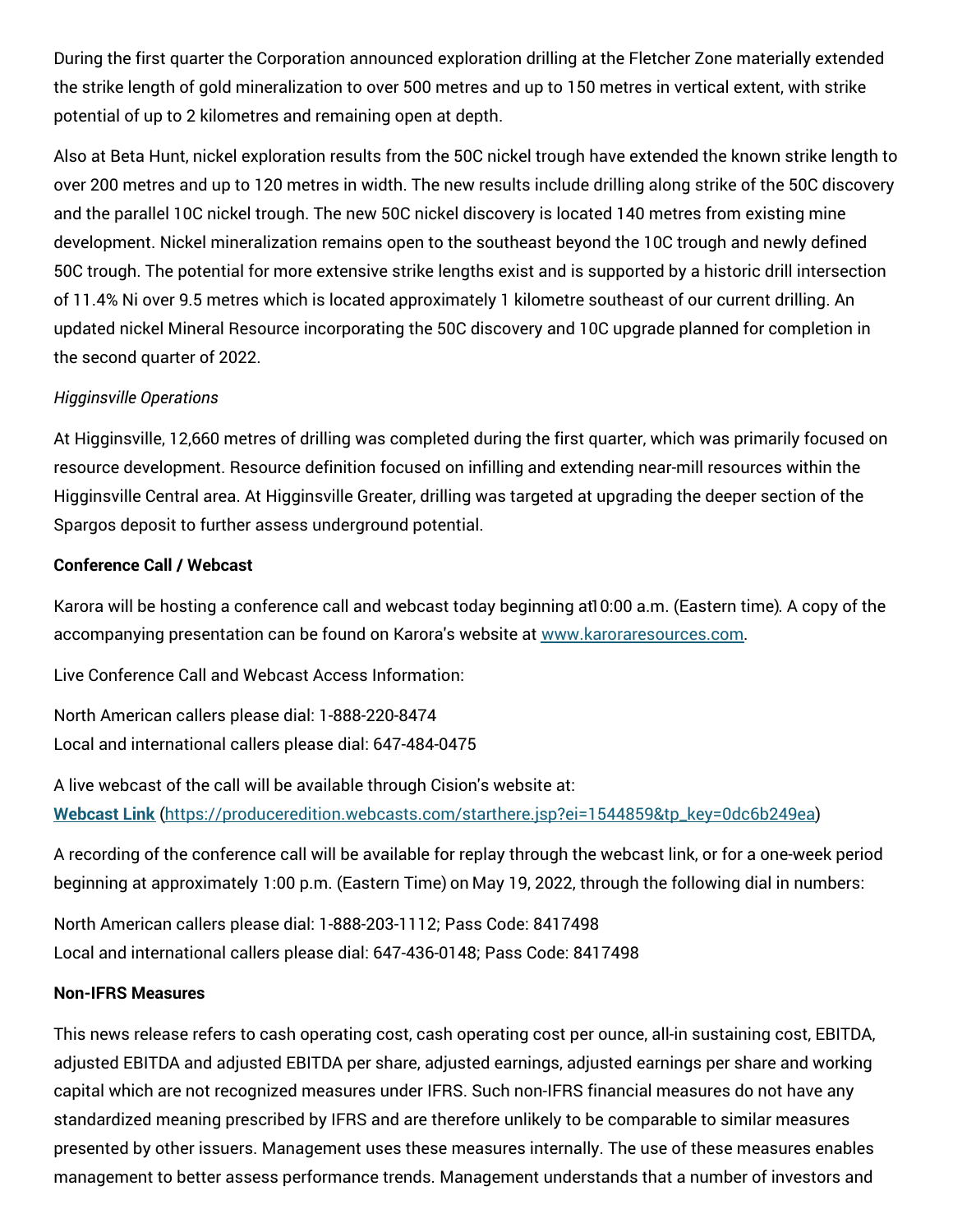During the first quarter the Corporation announced exploration drilling at the Fletcher Zone materially extended the strike length of gold mineralization to over 500 metres and up to 150 metres in vertical extent, with strike potential of up to 2 kilometres and remaining open at depth.

Also at Beta Hunt, nickel exploration results from the 50C nickel trough have extended the known strike length to over 200 metres and up to 120 metres in width. The new results include drilling along strike of the 50C discovery and the parallel 10C nickel trough. The new 50C nickel discovery is located 140 metres from existing mine development. Nickel mineralization remains open to the southeast beyond the 10C trough and newly defined 50C trough. The potential for more extensive strike lengths exist and is supported by a historic drill intersection of 11.4% Ni over 9.5 metres which is located approximately 1 kilometre southeast of our current drilling. An updated nickel Mineral Resource incorporating the 50C discovery and 10C upgrade planned for completion in the second quarter of 2022.

*Higginsville Operations*

At Higginsville, 12,660 metres of drilling was completed during the first quarter, which was primarily focused on resource development. Resource definition focused on infilling and extending near-mill resources within the Higginsville Central area. At Higginsville Greater, drilling was targeted at upgrading the deeper section of the Spargos deposit to further assess underground potential.

**Conference Call / Webcast**

Karora will be hosting a conference call and webcast today beginning at10:00 a.m. (Eastern time). A copy of the accompanying presentation can be found on Karora's website at www.karoraresources.com.

Live Conference Call and Webcast Access Information:

North American callers please dial: 1-888-220-8474
Local and international callers please dial: 647-484-0475

A live webcast of the call will be available through Cision's website at:
**Webcast Link** (https://produceredition.webcasts.com/starthere.jsp?ei=1544859&tp_key=0dc6b249ea)

A recording of the conference call will be available for replay through the webcast link, or for a one-week period beginning at approximately 1:00 p.m. (Eastern Time) on May 19, 2022, through the following dial in numbers:

North American callers please dial: 1-888-203-1112; Pass Code: 8417498
Local and international callers please dial: 647-436-0148; Pass Code: 8417498

**Non-IFRS Measures**

This news release refers to cash operating cost, cash operating cost per ounce, all-in sustaining cost, EBITDA, adjusted EBITDA and adjusted EBITDA per share, adjusted earnings, adjusted earnings per share and working capital which are not recognized measures under IFRS. Such non-IFRS financial measures do not have any standardized meaning prescribed by IFRS and are therefore unlikely to be comparable to similar measures presented by other issuers. Management uses these measures internally. The use of these measures enables management to better assess performance trends. Management understands that a number of investors and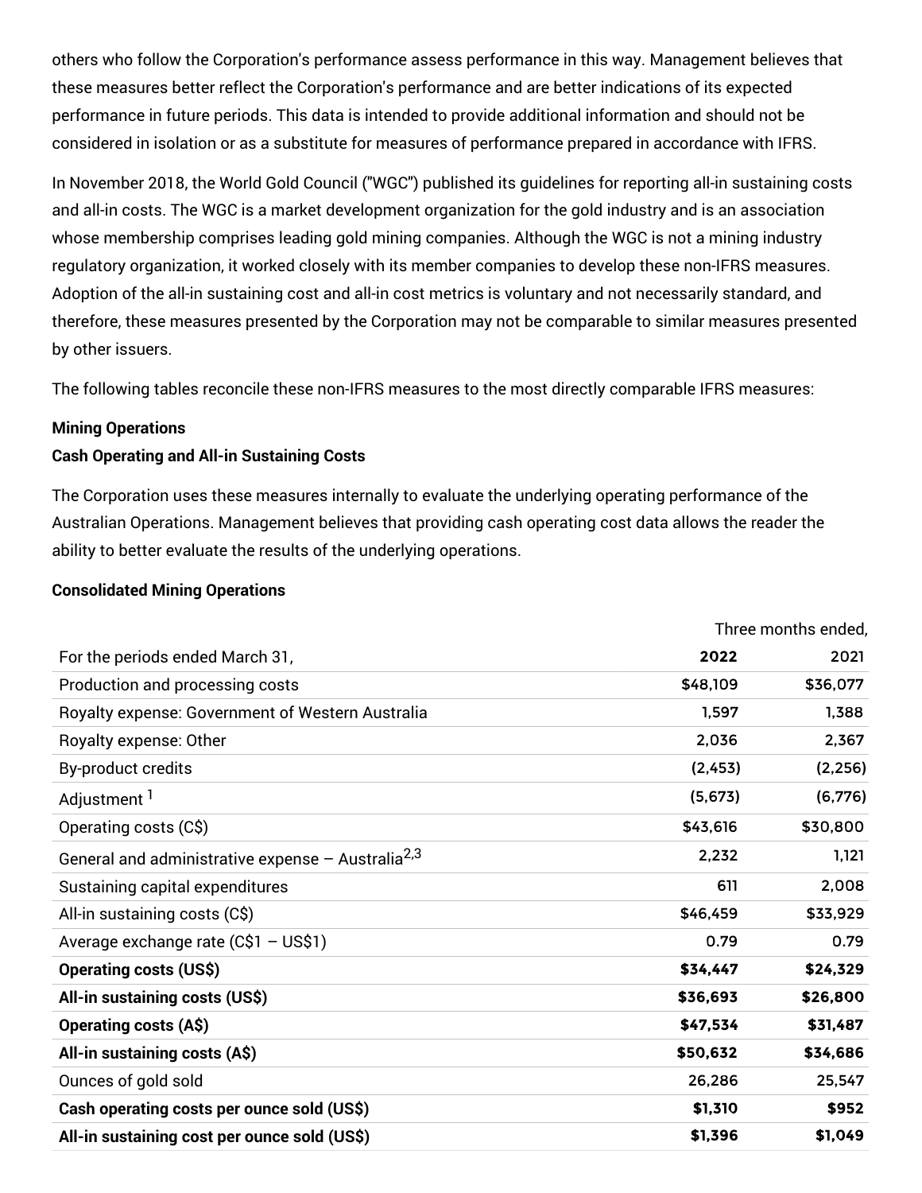others who follow the Corporation's performance assess performance in this way. Management believes that these measures better reflect the Corporation's performance and are better indications of its expected performance in future periods. This data is intended to provide additional information and should not be considered in isolation or as a substitute for measures of performance prepared in accordance with IFRS.

In November 2018, the World Gold Council ("WGC") published its guidelines for reporting all-in sustaining costs and all-in costs. The WGC is a market development organization for the gold industry and is an association whose membership comprises leading gold mining companies. Although the WGC is not a mining industry regulatory organization, it worked closely with its member companies to develop these non-IFRS measures. Adoption of the all-in sustaining cost and all-in cost metrics is voluntary and not necessarily standard, and therefore, these measures presented by the Corporation may not be comparable to similar measures presented by other issuers.

The following tables reconcile these non-IFRS measures to the most directly comparable IFRS measures:

**Mining Operations**

**Cash Operating and All-in Sustaining Costs**

The Corporation uses these measures internally to evaluate the underlying operating performance of the Australian Operations. Management believes that providing cash operating cost data allows the reader the ability to better evaluate the results of the underlying operations.

**Consolidated Mining Operations**

| | Three months ended, | |
|---|---|---|
| For the periods ended March 31, | **2022** | 2021 |
| Production and processing costs | $48,109 | $36,077 |
| Royalty expense: Government of Western Australia | 1,597 | 1,388 |
| Royalty expense: Other | 2,036 | 2,367 |
| By-product credits | (2,453) | (2,256) |
| Adjustment [1] | (5,673) | (6,776) |
| Operating costs (C$) | $43,616 | $30,800 |
| General and administrative expense – Australia[2,3] | 2,232 | 1,121 |
| Sustaining capital expenditures | 611 | 2,008 |
| All-in sustaining costs (C$) | $46,459 | $33,929 |
| Average exchange rate (C$1 – US$1) | 0.79 | 0.79 |
| **Operating costs (US$)** | **$34,447** | **$24,329** |
| **All-in sustaining costs (US$)** | **$36,693** | **$26,800** |
| **Operating costs (A$)** | **$47,534** | **$31,487** |
| **All-in sustaining costs (A$)** | **$50,632** | **$34,686** |
| Ounces of gold sold | 26,286 | 25,547 |
| **Cash operating costs per ounce sold (US$)** | **$1,310** | **$952** |
| **All-in sustaining cost per ounce sold (US$)** | **$1,396** | **$1,049** |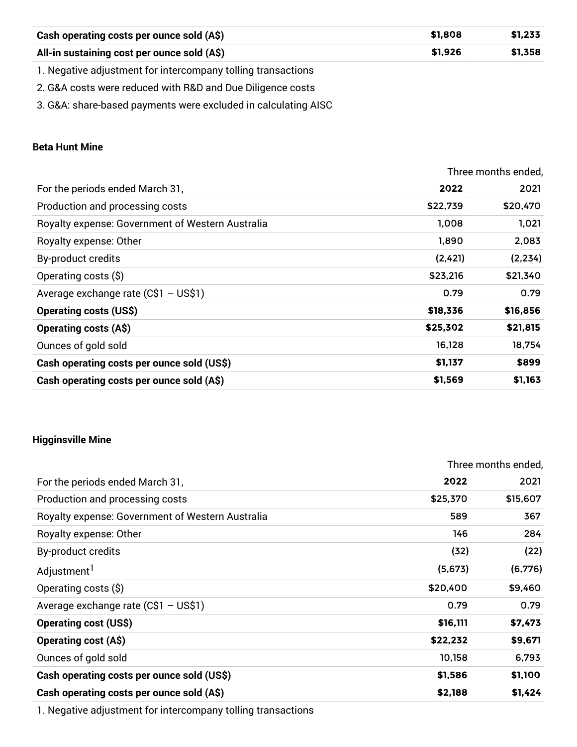| | | |
|---|---|---|
| **Cash operating costs per ounce sold (A$)** | **$1,808** | **$1,233** |
| **All-in sustaining cost per ounce sold (A$)** | **$1,926** | **$1,358** |

1. Negative adjustment for intercompany tolling transactions
2. G&A costs were reduced with R&D and Due Diligence costs
3. G&A: share-based payments were excluded in calculating AISC

### Beta Hunt Mine

| | Three months ended, | |
|---|---|---|
| For the periods ended March 31, | **2022** | 2021 |
| Production and processing costs | $22,739 | $20,470 |
| Royalty expense: Government of Western Australia | 1,008 | 1,021 |
| Royalty expense: Other | 1,890 | 2,083 |
| By-product credits | (2,421) | (2,234) |
| Operating costs ($) | $23,216 | $21,340 |
| Average exchange rate (C$1 – US$1) | 0.79 | 0.79 |
| **Operating costs (US$)** | **$18,336** | **$16,856** |
| **Operating costs (A$)** | **$25,302** | **$21,815** |
| Ounces of gold sold | 16,128 | 18,754 |
| **Cash operating costs per ounce sold (US$)** | **$1,137** | **$899** |
| **Cash operating costs per ounce sold (A$)** | **$1,569** | **$1,163** |

### Higginsville Mine

| | Three months ended, | |
|---|---|---|
| For the periods ended March 31, | **2022** | 2021 |
| Production and processing costs | $25,370 | $15,607 |
| Royalty expense: Government of Western Australia | 589 | 367 |
| Royalty expense: Other | 146 | 284 |
| By-product credits | (32) | (22) |
| Adjustment[1] | (5,673) | (6,776) |
| Operating costs ($) | $20,400 | $9,460 |
| Average exchange rate (C$1 – US$1) | 0.79 | 0.79 |
| **Operating cost (US$)** | **$16,111** | **$7,473** |
| **Operating cost (A$)** | **$22,232** | **$9,671** |
| Ounces of gold sold | 10,158 | 6,793 |
| **Cash operating costs per ounce sold (US$)** | **$1,586** | **$1,100** |
| **Cash operating costs per ounce sold (A$)** | **$2,188** | **$1,424** |

1. Negative adjustment for intercompany tolling transactions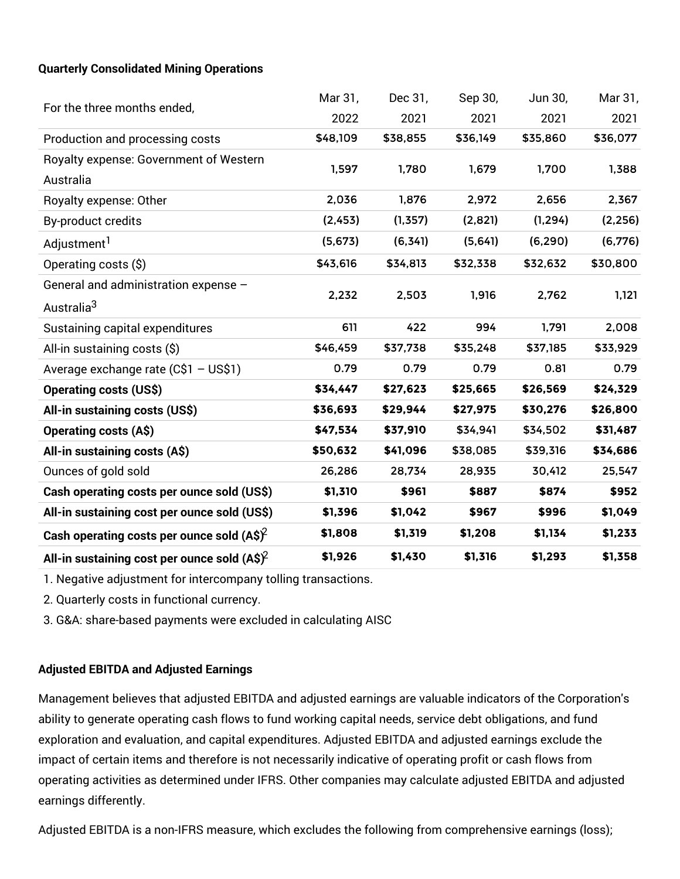**Quarterly Consolidated Mining Operations**

| For the three months ended, | Mar 31, 2022 | Dec 31, 2021 | Sep 30, 2021 | Jun 30, 2021 | Mar 31, 2021 |
|---|---|---|---|---|---|
| Production and processing costs | $48,109 | $38,855 | $36,149 | $35,860 | $36,077 |
| Royalty expense: Government of Western Australia | 1,597 | 1,780 | 1,679 | 1,700 | 1,388 |
| Royalty expense: Other | 2,036 | 1,876 | 2,972 | 2,656 | 2,367 |
| By-product credits | (2,453) | (1,357) | (2,821) | (1,294) | (2,256) |
| Adjustment[1] | (5,673) | (6,341) | (5,641) | (6,290) | (6,776) |
| Operating costs ($) | $43,616 | $34,813 | $32,338 | $32,632 | $30,800 |
| General and administration expense – Australia[3] | 2,232 | 2,503 | 1,916 | 2,762 | 1,121 |
| Sustaining capital expenditures | 611 | 422 | 994 | 1,791 | 2,008 |
| All-in sustaining costs ($) | $46,459 | $37,738 | $35,248 | $37,185 | $33,929 |
| Average exchange rate (C$1 – US$1) | 0.79 | 0.79 | 0.79 | 0.81 | 0.79 |
| **Operating costs (US$)** | **$34,447** | **$27,623** | **$25,665** | **$26,569** | **$24,329** |
| **All-in sustaining costs (US$)** | **$36,693** | **$29,944** | **$27,975** | **$30,276** | **$26,800** |
| **Operating costs (A$)** | **$47,534** | **$37,910** | $34,941 | $34,502 | **$31,487** |
| **All-in sustaining costs (A$)** | **$50,632** | **$41,096** | $38,085 | $39,316 | **$34,686** |
| Ounces of gold sold | 26,286 | 28,734 | 28,935 | 30,412 | 25,547 |
| **Cash operating costs per ounce sold (US$)** | **$1,310** | **$961** | **$887** | **$874** | **$952** |
| **All-in sustaining cost per ounce sold (US$)** | **$1,396** | **$1,042** | **$967** | **$996** | **$1,049** |
| **Cash operating costs per ounce sold (A$)[2]** | **$1,808** | **$1,319** | **$1,208** | **$1,134** | **$1,233** |
| **All-in sustaining cost per ounce sold (A$)[2]** | **$1,926** | **$1,430** | **$1,316** | **$1,293** | **$1,358** |

1. Negative adjustment for intercompany tolling transactions.
2. Quarterly costs in functional currency.
3. G&A: share-based payments were excluded in calculating AISC

**Adjusted EBITDA and Adjusted Earnings**

Management believes that adjusted EBITDA and adjusted earnings are valuable indicators of the Corporation's ability to generate operating cash flows to fund working capital needs, service debt obligations, and fund exploration and evaluation, and capital expenditures. Adjusted EBITDA and adjusted earnings exclude the impact of certain items and therefore is not necessarily indicative of operating profit or cash flows from operating activities as determined under IFRS. Other companies may calculate adjusted EBITDA and adjusted earnings differently.

Adjusted EBITDA is a non-IFRS measure, which excludes the following from comprehensive earnings (loss);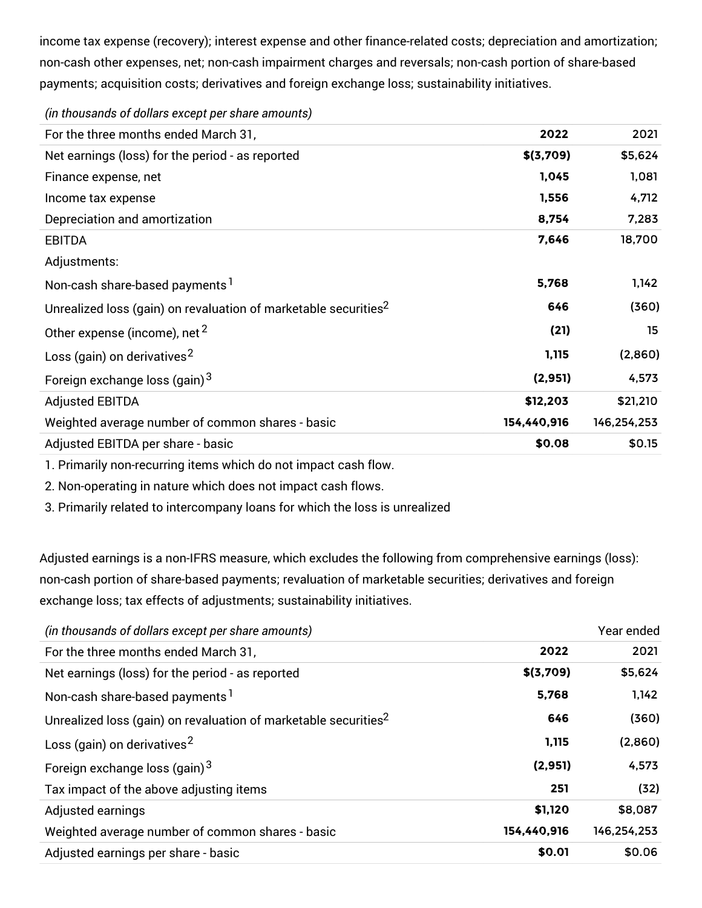income tax expense (recovery); interest expense and other finance-related costs; depreciation and amortization; non-cash other expenses, net; non-cash impairment charges and reversals; non-cash portion of share-based payments; acquisition costs; derivatives and foreign exchange loss; sustainability initiatives.

| *(in thousands of dollars except per share amounts)* | | |
|---|---|---|
| For the three months ended March 31, | **2022** | 2021 |
| Net earnings (loss) for the period - as reported | **$(3,709)** | $5,624 |
| Finance expense, net | **1,045** | 1,081 |
| Income tax expense | **1,556** | 4,712 |
| Depreciation and amortization | **8,754** | 7,283 |
| EBITDA | **7,646** | 18,700 |
| Adjustments: | | |
| Non-cash share-based payments [1] | **5,768** | 1,142 |
| Unrealized loss (gain) on revaluation of marketable securities[2] | **646** | (360) |
| Other expense (income), net [2] | **(21)** | 15 |
| Loss (gain) on derivatives[2] | **1,115** | (2,860) |
| Foreign exchange loss (gain) [3] | **(2,951)** | 4,573 |
| Adjusted EBITDA | **$12,203** | $21,210 |
| Weighted average number of common shares - basic | **154,440,916** | 146,254,253 |
| Adjusted EBITDA per share - basic | **$0.08** | $0.15 |

1. Primarily non-recurring items which do not impact cash flow.
2. Non-operating in nature which does not impact cash flows.
3. Primarily related to intercompany loans for which the loss is unrealized

Adjusted earnings is a non-IFRS measure, which excludes the following from comprehensive earnings (loss): non-cash portion of share-based payments; revaluation of marketable securities; derivatives and foreign exchange loss; tax effects of adjustments; sustainability initiatives.

| *(in thousands of dollars except per share amounts)* | | Year ended |
|---|---|---|
| For the three months ended March 31, | **2022** | 2021 |
| Net earnings (loss) for the period - as reported | **$(3,709)** | $5,624 |
| Non-cash share-based payments [1] | **5,768** | 1,142 |
| Unrealized loss (gain) on revaluation of marketable securities[2] | **646** | (360) |
| Loss (gain) on derivatives[2] | **1,115** | (2,860) |
| Foreign exchange loss (gain) [3] | **(2,951)** | 4,573 |
| Tax impact of the above adjusting items | **251** | (32) |
| Adjusted earnings | **$1,120** | $8,087 |
| Weighted average number of common shares - basic | **154,440,916** | 146,254,253 |
| Adjusted earnings per share - basic | **$0.01** | $0.06 |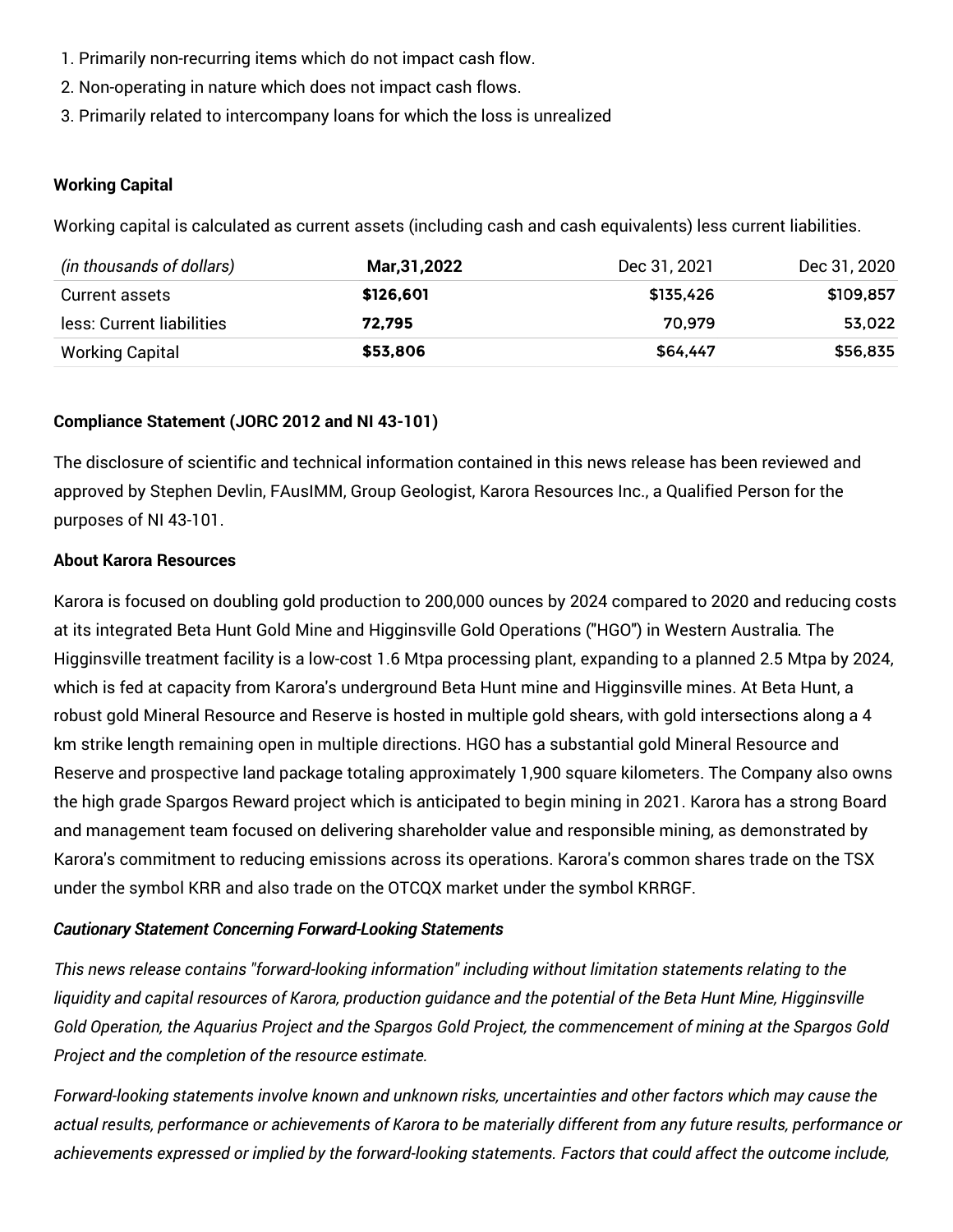1. Primarily non-recurring items which do not impact cash flow.
2. Non-operating in nature which does not impact cash flows.
3. Primarily related to intercompany loans for which the loss is unrealized

**Working Capital**

Working capital is calculated as current assets (including cash and cash equivalents) less current liabilities.

| *(in thousands of dollars)* | **Mar,31,2022** | Dec 31, 2021 | Dec 31, 2020 |
|---|---|---|---|
| Current assets | **$126,601** | $135,426 | $109,857 |
| less: Current liabilities | **72,795** | 70,979 | 53,022 |
| Working Capital | **$53,806** | $64,447 | $56,835 |

**Compliance Statement (JORC 2012 and NI 43-101)**

The disclosure of scientific and technical information contained in this news release has been reviewed and approved by Stephen Devlin, FAusIMM, Group Geologist, Karora Resources Inc., a Qualified Person for the purposes of NI 43-101.

**About Karora Resources**

Karora is focused on doubling gold production to 200,000 ounces by 2024 compared to 2020 and reducing costs at its integrated Beta Hunt Gold Mine and Higginsville Gold Operations ("HGO") in Western Australia. The Higginsville treatment facility is a low-cost 1.6 Mtpa processing plant, expanding to a planned 2.5 Mtpa by 2024, which is fed at capacity from Karora's underground Beta Hunt mine and Higginsville mines. At Beta Hunt, a robust gold Mineral Resource and Reserve is hosted in multiple gold shears, with gold intersections along a 4 km strike length remaining open in multiple directions. HGO has a substantial gold Mineral Resource and Reserve and prospective land package totaling approximately 1,900 square kilometers. The Company also owns the high grade Spargos Reward project which is anticipated to begin mining in 2021. Karora has a strong Board and management team focused on delivering shareholder value and responsible mining, as demonstrated by Karora's commitment to reducing emissions across its operations. Karora's common shares trade on the TSX under the symbol KRR and also trade on the OTCQX market under the symbol KRRGF.

***Cautionary Statement Concerning Forward-Looking Statements***

*This news release contains "forward-looking information" including without limitation statements relating to the liquidity and capital resources of Karora, production guidance and the potential of the Beta Hunt Mine, Higginsville Gold Operation, the Aquarius Project and the Spargos Gold Project, the commencement of mining at the Spargos Gold Project and the completion of the resource estimate.*

*Forward-looking statements involve known and unknown risks, uncertainties and other factors which may cause the actual results, performance or achievements of Karora to be materially different from any future results, performance or achievements expressed or implied by the forward-looking statements. Factors that could affect the outcome include,*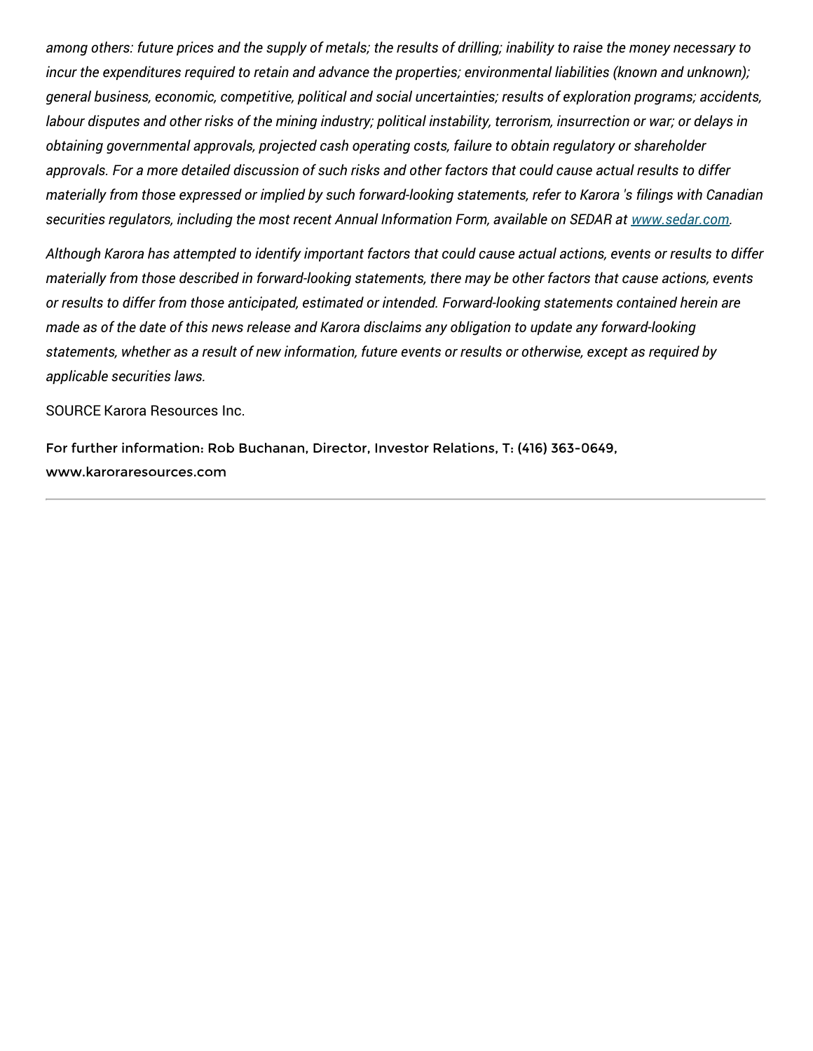*among others: future prices and the supply of metals; the results of drilling; inability to raise the money necessary to incur the expenditures required to retain and advance the properties; environmental liabilities (known and unknown); general business, economic, competitive, political and social uncertainties; results of exploration programs; accidents, labour disputes and other risks of the mining industry; political instability, terrorism, insurrection or war; or delays in obtaining governmental approvals, projected cash operating costs, failure to obtain regulatory or shareholder approvals. For a more detailed discussion of such risks and other factors that could cause actual results to differ materially from those expressed or implied by such forward-looking statements, refer to Karora 's filings with Canadian securities regulators, including the most recent Annual Information Form, available on SEDAR at [www.sedar.com](www.sedar.com).*

*Although Karora has attempted to identify important factors that could cause actual actions, events or results to differ materially from those described in forward-looking statements, there may be other factors that cause actions, events or results to differ from those anticipated, estimated or intended. Forward-looking statements contained herein are made as of the date of this news release and Karora disclaims any obligation to update any forward-looking statements, whether as a result of new information, future events or results or otherwise, except as required by applicable securities laws.*

SOURCE Karora Resources Inc.

For further information: Rob Buchanan, Director, Investor Relations, T: (416) 363-0649, www.karoraresources.com

---